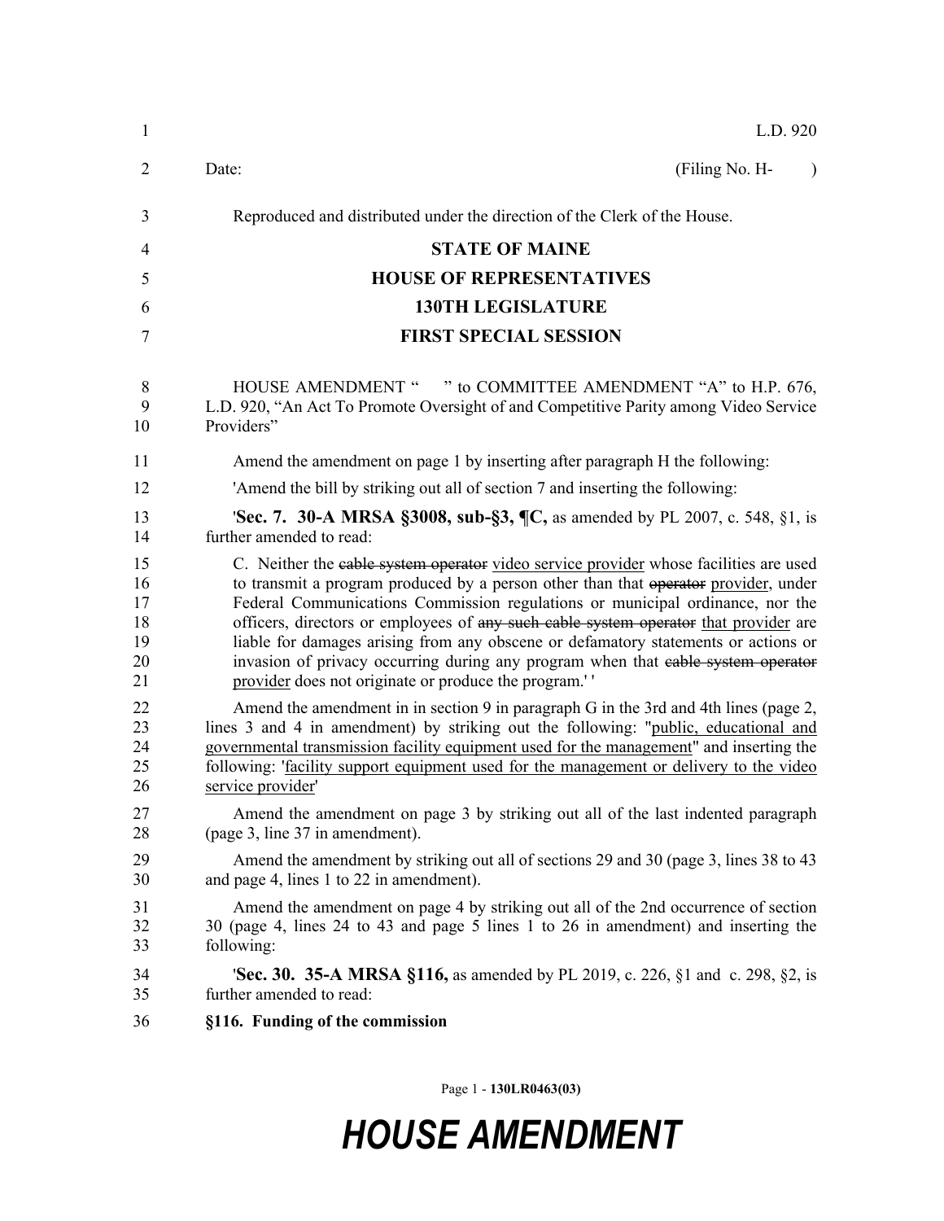L.D. 920

Date: (Filing No. H- )

Reproduced and distributed under the direction of the Clerk of the House.

**STATE OF MAINE**

**HOUSE OF REPRESENTATIVES**

**130TH LEGISLATURE**

**FIRST SPECIAL SESSION**

HOUSE AMENDMENT " " to COMMITTEE AMENDMENT "A" to H.P. 676, L.D. 920, "An Act To Promote Oversight of and Competitive Parity among Video Service Providers"

Amend the amendment on page 1 by inserting after paragraph H the following:

'Amend the bill by striking out all of section 7 and inserting the following:

'**Sec. 7. 30-A MRSA §3008, sub-§3, ¶C,** as amended by PL 2007, c. 548, §1, is further amended to read:

C. Neither the ~~cable system operator~~ video service provider whose facilities are used to transmit a program produced by a person other than that ~~operator~~ provider, under Federal Communications Commission regulations or municipal ordinance, nor the officers, directors or employees of ~~any such cable system operator~~ that provider are liable for damages arising from any obscene or defamatory statements or actions or invasion of privacy occurring during any program when that ~~cable system operator~~ provider does not originate or produce the program.' '

Amend the amendment in in section 9 in paragraph G in the 3rd and 4th lines (page 2, lines 3 and 4 in amendment) by striking out the following: "public, educational and governmental transmission facility equipment used for the management" and inserting the following: 'facility support equipment used for the management or delivery to the video service provider'

Amend the amendment on page 3 by striking out all of the last indented paragraph (page 3, line 37 in amendment).

Amend the amendment by striking out all of sections 29 and 30 (page 3, lines 38 to 43 and page 4, lines 1 to 22 in amendment).

Amend the amendment on page 4 by striking out all of the 2nd occurrence of section 30 (page 4, lines 24 to 43 and page 5 lines 1 to 26 in amendment) and inserting the following:

'**Sec. 30. 35-A MRSA §116,** as amended by PL 2019, c. 226, §1 and c. 298, §2, is further amended to read:

**§116. Funding of the commission**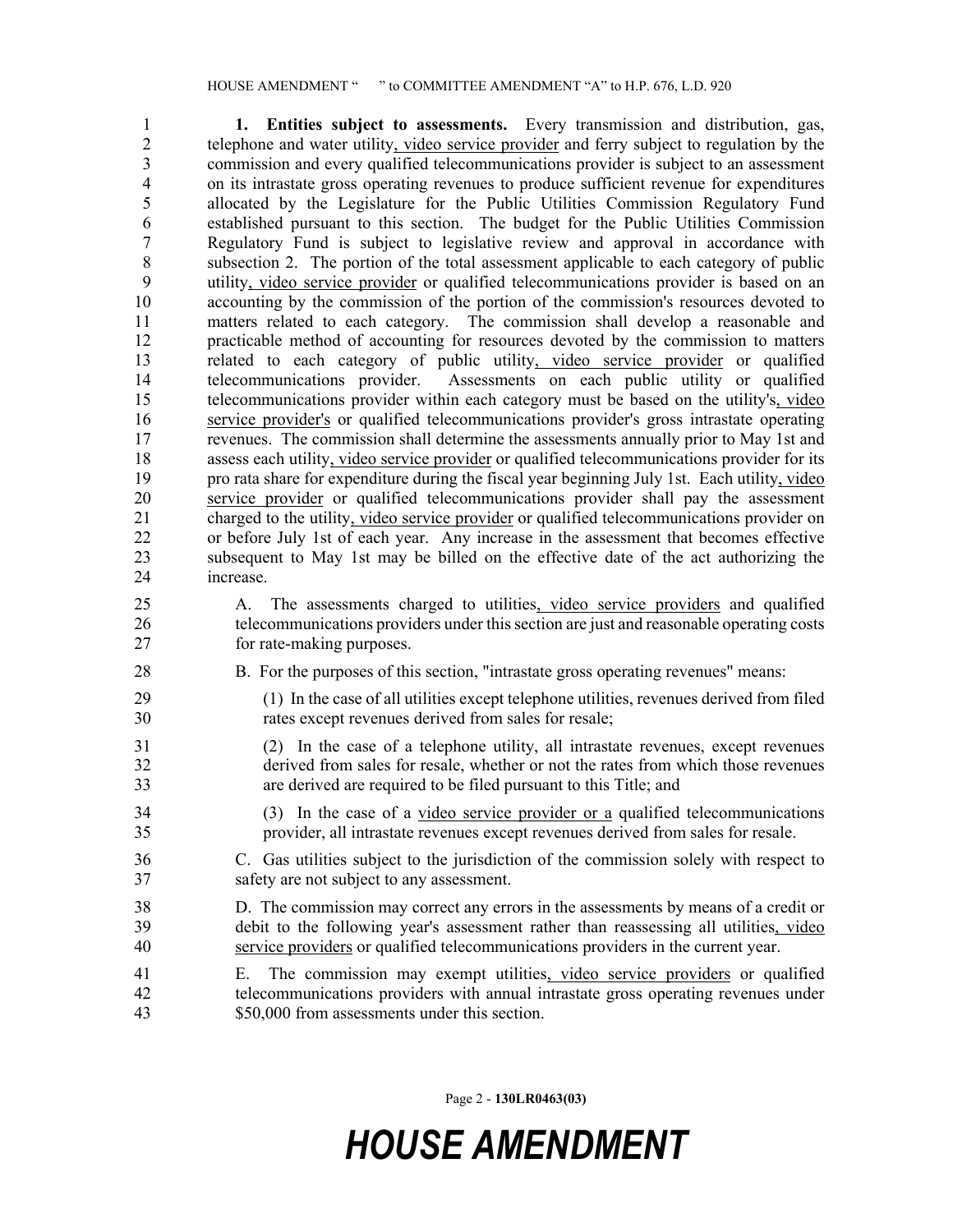**1. Entities subject to assessments.** Every transmission and distribution, gas, telephone and water utility, video service provider and ferry subject to regulation by the commission and every qualified telecommunications provider is subject to an assessment on its intrastate gross operating revenues to produce sufficient revenue for expenditures allocated by the Legislature for the Public Utilities Commission Regulatory Fund established pursuant to this section. The budget for the Public Utilities Commission Regulatory Fund is subject to legislative review and approval in accordance with subsection 2. The portion of the total assessment applicable to each category of public utility, video service provider or qualified telecommunications provider is based on an accounting by the commission of the portion of the commission's resources devoted to matters related to each category. The commission shall develop a reasonable and practicable method of accounting for resources devoted by the commission to matters related to each category of public utility, video service provider or qualified telecommunications provider. Assessments on each public utility or qualified telecommunications provider within each category must be based on the utility's, video service provider's or qualified telecommunications provider's gross intrastate operating revenues. The commission shall determine the assessments annually prior to May 1st and assess each utility, video service provider or qualified telecommunications provider for its pro rata share for expenditure during the fiscal year beginning July 1st. Each utility, video service provider or qualified telecommunications provider shall pay the assessment charged to the utility, video service provider or qualified telecommunications provider on or before July 1st of each year. Any increase in the assessment that becomes effective subsequent to May 1st may be billed on the effective date of the act authorizing the increase.

A. The assessments charged to utilities, video service providers and qualified telecommunications providers under this section are just and reasonable operating costs for rate-making purposes.

B. For the purposes of this section, "intrastate gross operating revenues" means:

(1) In the case of all utilities except telephone utilities, revenues derived from filed rates except revenues derived from sales for resale;

(2) In the case of a telephone utility, all intrastate revenues, except revenues derived from sales for resale, whether or not the rates from which those revenues are derived are required to be filed pursuant to this Title; and

(3) In the case of a video service provider or a qualified telecommunications provider, all intrastate revenues except revenues derived from sales for resale.

C. Gas utilities subject to the jurisdiction of the commission solely with respect to safety are not subject to any assessment.

D. The commission may correct any errors in the assessments by means of a credit or debit to the following year's assessment rather than reassessing all utilities, video service providers or qualified telecommunications providers in the current year.

E. The commission may exempt utilities, video service providers or qualified telecommunications providers with annual intrastate gross operating revenues under $50,000 from assessments under this section.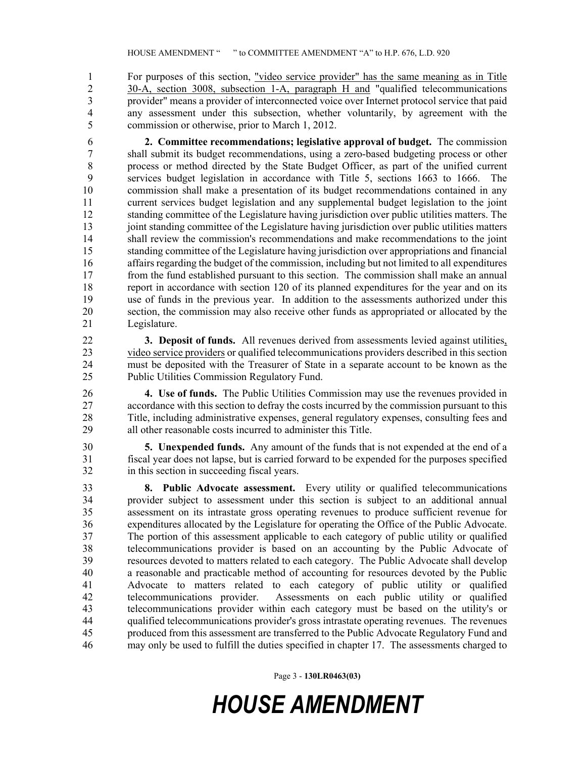For purposes of this section, "video service provider" has the same meaning as in Title 30-A, section 3008, subsection 1-A, paragraph H and "qualified telecommunications provider" means a provider of interconnected voice over Internet protocol service that paid any assessment under this subsection, whether voluntarily, by agreement with the commission or otherwise, prior to March 1, 2012.

**2. Committee recommendations; legislative approval of budget.** The commission shall submit its budget recommendations, using a zero-based budgeting process or other process or method directed by the State Budget Officer, as part of the unified current services budget legislation in accordance with Title 5, sections 1663 to 1666. The commission shall make a presentation of its budget recommendations contained in any current services budget legislation and any supplemental budget legislation to the joint standing committee of the Legislature having jurisdiction over public utilities matters. The joint standing committee of the Legislature having jurisdiction over public utilities matters shall review the commission's recommendations and make recommendations to the joint standing committee of the Legislature having jurisdiction over appropriations and financial affairs regarding the budget of the commission, including but not limited to all expenditures from the fund established pursuant to this section. The commission shall make an annual report in accordance with section 120 of its planned expenditures for the year and on its use of funds in the previous year. In addition to the assessments authorized under this section, the commission may also receive other funds as appropriated or allocated by the Legislature.

**3. Deposit of funds.** All revenues derived from assessments levied against utilities, video service providers or qualified telecommunications providers described in this section must be deposited with the Treasurer of State in a separate account to be known as the Public Utilities Commission Regulatory Fund.

**4. Use of funds.** The Public Utilities Commission may use the revenues provided in accordance with this section to defray the costs incurred by the commission pursuant to this Title, including administrative expenses, general regulatory expenses, consulting fees and all other reasonable costs incurred to administer this Title.

**5. Unexpended funds.** Any amount of the funds that is not expended at the end of a fiscal year does not lapse, but is carried forward to be expended for the purposes specified in this section in succeeding fiscal years.

**8. Public Advocate assessment.** Every utility or qualified telecommunications provider subject to assessment under this section is subject to an additional annual assessment on its intrastate gross operating revenues to produce sufficient revenue for expenditures allocated by the Legislature for operating the Office of the Public Advocate. The portion of this assessment applicable to each category of public utility or qualified telecommunications provider is based on an accounting by the Public Advocate of resources devoted to matters related to each category. The Public Advocate shall develop a reasonable and practicable method of accounting for resources devoted by the Public Advocate to matters related to each category of public utility or qualified telecommunications provider. Assessments on each public utility or qualified telecommunications provider within each category must be based on the utility's or qualified telecommunications provider's gross intrastate operating revenues. The revenues produced from this assessment are transferred to the Public Advocate Regulatory Fund and may only be used to fulfill the duties specified in chapter 17. The assessments charged to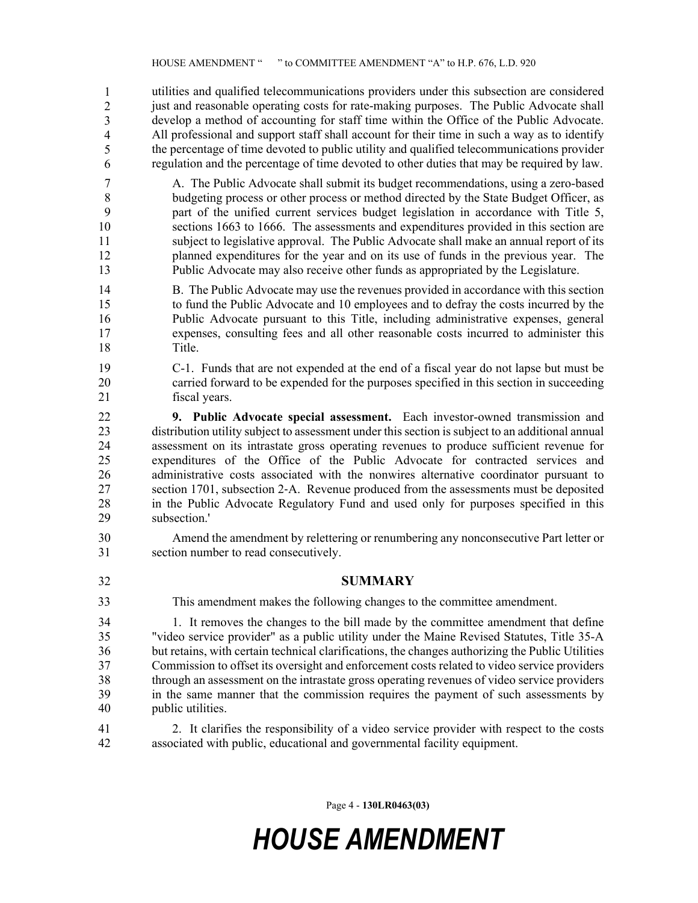utilities and qualified telecommunications providers under this subsection are considered just and reasonable operating costs for rate-making purposes. The Public Advocate shall develop a method of accounting for staff time within the Office of the Public Advocate. All professional and support staff shall account for their time in such a way as to identify the percentage of time devoted to public utility and qualified telecommunications provider regulation and the percentage of time devoted to other duties that may be required by law.

A. The Public Advocate shall submit its budget recommendations, using a zero-based budgeting process or other process or method directed by the State Budget Officer, as part of the unified current services budget legislation in accordance with Title 5, sections 1663 to 1666. The assessments and expenditures provided in this section are subject to legislative approval. The Public Advocate shall make an annual report of its planned expenditures for the year and on its use of funds in the previous year. The Public Advocate may also receive other funds as appropriated by the Legislature.

B. The Public Advocate may use the revenues provided in accordance with this section to fund the Public Advocate and 10 employees and to defray the costs incurred by the Public Advocate pursuant to this Title, including administrative expenses, general expenses, consulting fees and all other reasonable costs incurred to administer this Title.

C-1. Funds that are not expended at the end of a fiscal year do not lapse but must be carried forward to be expended for the purposes specified in this section in succeeding fiscal years.

**9. Public Advocate special assessment.** Each investor-owned transmission and distribution utility subject to assessment under this section is subject to an additional annual assessment on its intrastate gross operating revenues to produce sufficient revenue for expenditures of the Office of the Public Advocate for contracted services and administrative costs associated with the nonwires alternative coordinator pursuant to section 1701, subsection 2-A. Revenue produced from the assessments must be deposited in the Public Advocate Regulatory Fund and used only for purposes specified in this subsection.'

Amend the amendment by relettering or renumbering any nonconsecutive Part letter or section number to read consecutively.

## SUMMARY

This amendment makes the following changes to the committee amendment.

1. It removes the changes to the bill made by the committee amendment that define "video service provider" as a public utility under the Maine Revised Statutes, Title 35-A but retains, with certain technical clarifications, the changes authorizing the Public Utilities Commission to offset its oversight and enforcement costs related to video service providers through an assessment on the intrastate gross operating revenues of video service providers in the same manner that the commission requires the payment of such assessments by public utilities.

2. It clarifies the responsibility of a video service provider with respect to the costs associated with public, educational and governmental facility equipment.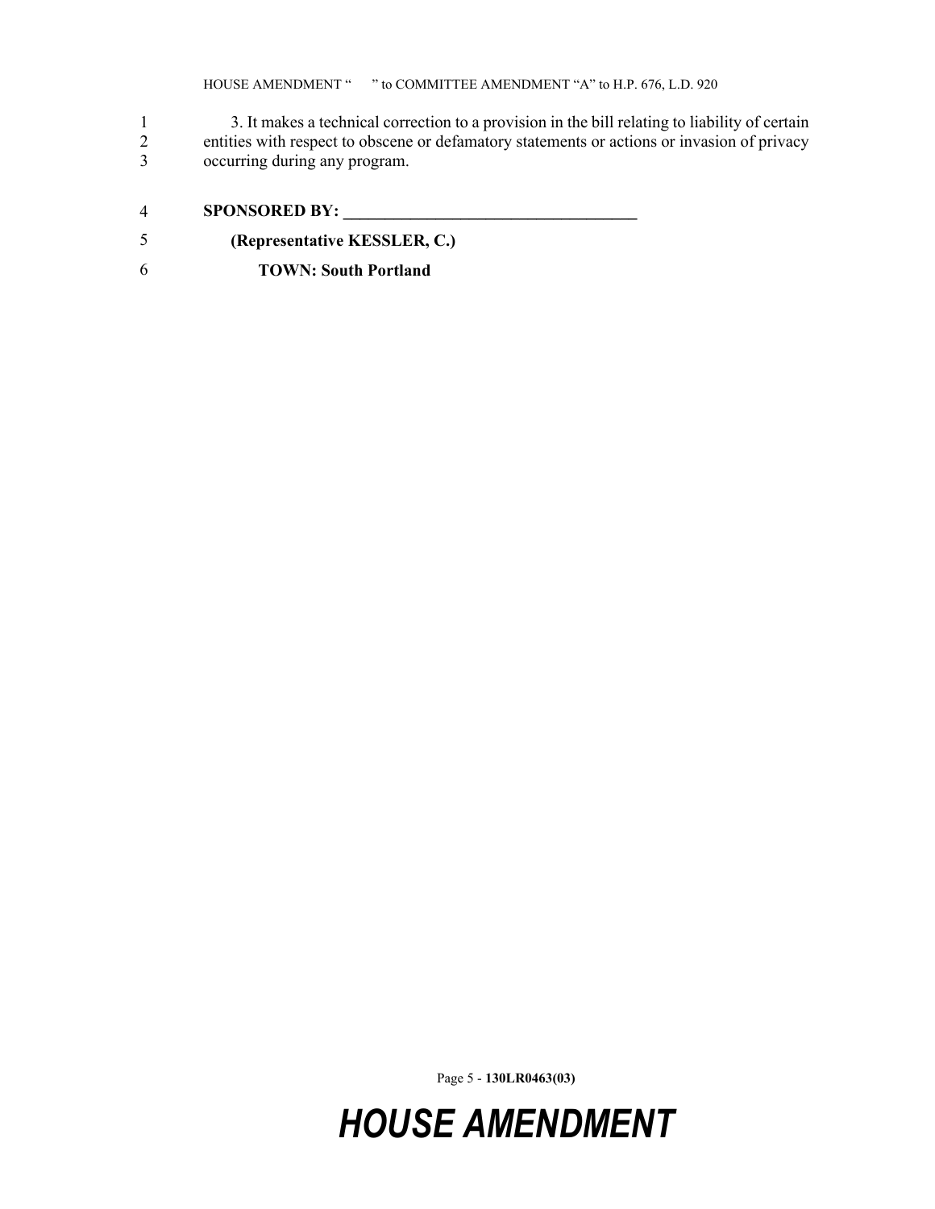3. It makes a technical correction to a provision in the bill relating to liability of certain entities with respect to obscene or defamatory statements or actions or invasion of privacy occurring during any program.

**SPONSORED BY: ___________________________________**

**(Representative KESSLER, C.)**

**TOWN: South Portland**